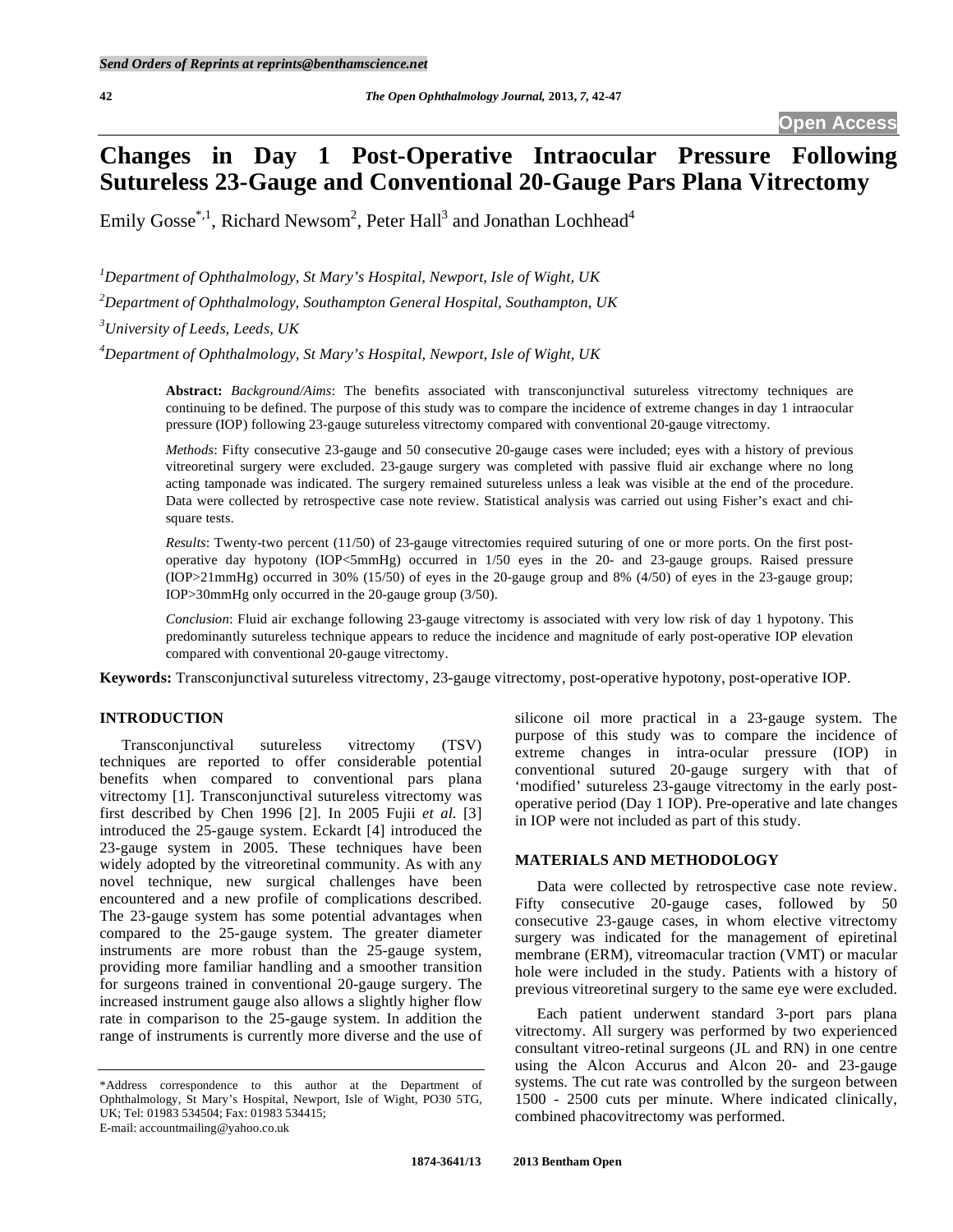# Changes in Day 1 Post-Operative Intraocular Pressure Following Sutureless 23-Gauge and Conventional 20-Gauge Pars Plana Vitrectomy

Emily Gosse[*,1], Richard Newsom[2], Peter Hall[3] and Jonathan Lochhead[4]

[1]*Department of Ophthalmology, St Mary's Hospital, Newport, Isle of Wight, UK*

[2]*Department of Ophthalmology, Southampton General Hospital, Southampton, UK*

[3]*University of Leeds, Leeds, UK*

[4]*Department of Ophthalmology, St Mary's Hospital, Newport, Isle of Wight, UK*

**Abstract:** *Background/Aims*: The benefits associated with transconjunctival sutureless vitrectomy techniques are continuing to be defined. The purpose of this study was to compare the incidence of extreme changes in day 1 intraocular pressure (IOP) following 23-gauge sutureless vitrectomy compared with conventional 20-gauge vitrectomy.

*Methods*: Fifty consecutive 23-gauge and 50 consecutive 20-gauge cases were included; eyes with a history of previous vitreoretinal surgery were excluded. 23-gauge surgery was completed with passive fluid air exchange where no long acting tamponade was indicated. The surgery remained sutureless unless a leak was visible at the end of the procedure. Data were collected by retrospective case note review. Statistical analysis was carried out using Fisher's exact and chi-square tests.

*Results*: Twenty-two percent (11/50) of 23-gauge vitrectomies required suturing of one or more ports. On the first post-operative day hypotony (IOP<5mmHg) occurred in 1/50 eyes in the 20- and 23-gauge groups. Raised pressure (IOP>21mmHg) occurred in 30% (15/50) of eyes in the 20-gauge group and 8% (4/50) of eyes in the 23-gauge group; IOP>30mmHg only occurred in the 20-gauge group (3/50).

*Conclusion*: Fluid air exchange following 23-gauge vitrectomy is associated with very low risk of day 1 hypotony. This predominantly sutureless technique appears to reduce the incidence and magnitude of early post-operative IOP elevation compared with conventional 20-gauge vitrectomy.

**Keywords:** Transconjunctival sutureless vitrectomy, 23-gauge vitrectomy, post-operative hypotony, post-operative IOP.

## INTRODUCTION

Transconjunctival sutureless vitrectomy (TSV) techniques are reported to offer considerable potential benefits when compared to conventional pars plana vitrectomy [1]. Transconjunctival sutureless vitrectomy was first described by Chen 1996 [2]. In 2005 Fujii *et al.* [3] introduced the 25-gauge system. Eckardt [4] introduced the 23-gauge system in 2005. These techniques have been widely adopted by the vitreoretinal community. As with any novel technique, new surgical challenges have been encountered and a new profile of complications described. The 23-gauge system has some potential advantages when compared to the 25-gauge system. The greater diameter instruments are more robust than the 25-gauge system, providing more familiar handling and a smoother transition for surgeons trained in conventional 20-gauge surgery. The increased instrument gauge also allows a slightly higher flow rate in comparison to the 25-gauge system. In addition the range of instruments is currently more diverse and the use of silicone oil more practical in a 23-gauge system. The purpose of this study was to compare the incidence of extreme changes in intra-ocular pressure (IOP) in conventional sutured 20-gauge surgery with that of 'modified' sutureless 23-gauge vitrectomy in the early post-operative period (Day 1 IOP). Pre-operative and late changes in IOP were not included as part of this study.

## MATERIALS AND METHODOLOGY

Data were collected by retrospective case note review. Fifty consecutive 20-gauge cases, followed by 50 consecutive 23-gauge cases, in whom elective vitrectomy surgery was indicated for the management of epiretinal membrane (ERM), vitreomacular traction (VMT) or macular hole were included in the study. Patients with a history of previous vitreoretinal surgery to the same eye were excluded.

Each patient underwent standard 3-port pars plana vitrectomy. All surgery was performed by two experienced consultant vitreo-retinal surgeons (JL and RN) in one centre using the Alcon Accurus and Alcon 20- and 23-gauge systems. The cut rate was controlled by the surgeon between 1500 - 2500 cuts per minute. Where indicated clinically, combined phacovitrectomy was performed.

*Address correspondence to this author at the Department of Ophthalmology, St Mary's Hospital, Newport, Isle of Wight, PO30 5TG, UK; Tel: 01983 534504; Fax: 01983 534415;
E-mail: accountmailing@yahoo.co.uk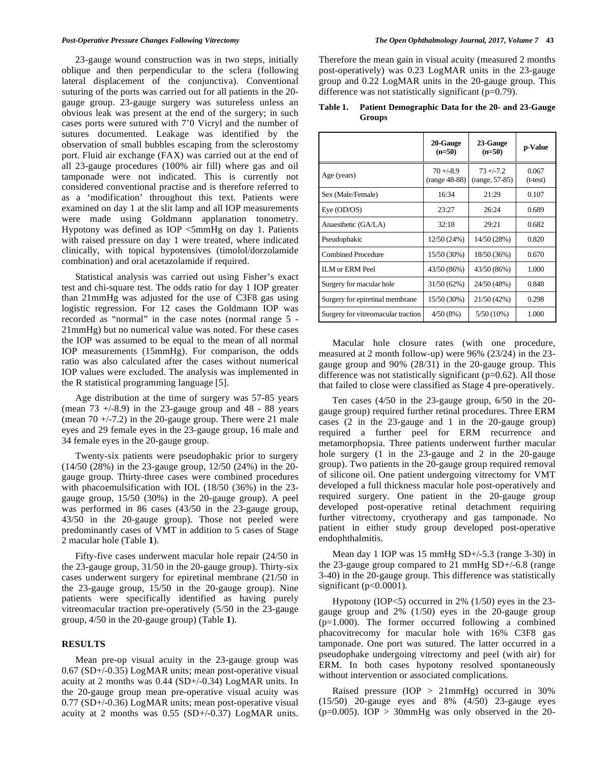23-gauge wound construction was in two steps, initially oblique and then perpendicular to the sclera (following lateral displacement of the conjunctiva). Conventional suturing of the ports was carried out for all patients in the 20-gauge group. 23-gauge surgery was sutureless unless an obvious leak was present at the end of the surgery; in such cases ports were sutured with 7’0 Vicryl and the number of sutures documented. Leakage was identified by the observation of small bubbles escaping from the sclerostomy port. Fluid air exchange (FAX) was carried out at the end of all 23-gauge procedures (100% air fill) where gas and oil tamponade were not indicated. This is currently not considered conventional practise and is therefore referred to as a ‘modification’ throughout this text. Patients were examined on day 1 at the slit lamp and all IOP measurements were made using Goldmann applanation tonometry. Hypotony was defined as IOP <5mmHg on day 1. Patients with raised pressure on day 1 were treated, where indicated clinically, with topical hypotensives (timolol/dorzolamide combination) and oral acetazolamide if required.

Statistical analysis was carried out using Fisher’s exact test and chi-square test. The odds ratio for day 1 IOP greater than 21mmHg was adjusted for the use of C3F8 gas using logistic regression. For 12 cases the Goldmann IOP was recorded as “normal” in the case notes (normal range 5 - 21mmHg) but no numerical value was noted. For these cases the IOP was assumed to be equal to the mean of all normal IOP measurements (15mmHg). For comparison, the odds ratio was also calculated after the cases without numerical IOP values were excluded. The analysis was implemented in the R statistical programming language [5].

Age distribution at the time of surgery was 57-85 years (mean 73 +/-8.9) in the 23-gauge group and 48 - 88 years (mean 70 +/-7.2) in the 20-gauge group. There were 21 male eyes and 29 female eyes in the 23-gauge group, 16 male and 34 female eyes in the 20-gauge group.

Twenty-six patients were pseudophakic prior to surgery (14/50 (28%) in the 23-gauge group, 12/50 (24%) in the 20-gauge group. Thirty-three cases were combined procedures with phacoemulsification with IOL (18/50 (36%) in the 23-gauge group, 15/50 (30%) in the 20-gauge group). A peel was performed in 86 cases (43/50 in the 23-gauge group, 43/50 in the 20-gauge group). Those not peeled were predominantly cases of VMT in addition to 5 cases of Stage 2 macular hole (Table **1**).

Fifty-five cases underwent macular hole repair (24/50 in the 23-gauge group, 31/50 in the 20-gauge group). Thirty-six cases underwent surgery for epiretinal membrane (21/50 in the 23-gauge group, 15/50 in the 20-gauge group). Nine patients were specifically identified as having purely vitreomacular traction pre-operatively (5/50 in the 23-gauge group, 4/50 in the 20-gauge group) (Table **1**).

## RESULTS

Mean pre-op visual acuity in the 23-gauge group was 0.67 (SD+/-0.35) LogMAR units; mean post-operative visual acuity at 2 months was 0.44 (SD+/-0.34) LogMAR units. In the 20-gauge group mean pre-operative visual acuity was 0.77 (SD+/-0.36) LogMAR units; mean post-operative visual acuity at 2 months was 0.55 (SD+/-0.37) LogMAR units. Therefore the mean gain in visual acuity (measured 2 months post-operatively) was 0.23 LogMAR units in the 23-gauge group and 0.22 LogMAR units in the 20-gauge group. This difference was not statistically significant (p=0.79).

**Table 1. Patient Demographic Data for the 20- and 23-Gauge Groups**

| | 20-Gauge (n=50) | 23-Gauge (n=50) | p-Value |
|---|---|---|---|
| Age (years) | 70 +/-8.9 (range 48-88) | 73 +/-7.2 (range, 57-85) | 0.067 (t-test) |
| Sex (Male/Female) | 16:34 | 21:29 | 0.107 |
| Eye (OD/OS) | 23:27 | 26:24 | 0.689 |
| Anaesthetic (GA/LA) | 32:18 | 29:21 | 0.682 |
| Pseudophakic | 12/50 (24%) | 14/50 (28%) | 0.820 |
| Combined Procedure | 15/50 (30%) | 18/50 (36%) | 0.670 |
| ILM or ERM Peel | 43/50 (86%) | 43/50 (86%) | 1.000 |
| Surgery for macular hole | 31/50 (62%) | 24/50 (48%) | 0.848 |
| Surgery for epiretinal membrane | 15/50 (30%) | 21/50 (42%) | 0.298 |
| Surgery for vitreomacular traction | 4/50 (8%) | 5/50 (10%) | 1.000 |

Macular hole closure rates (with one procedure, measured at 2 month follow-up) were 96% (23/24) in the 23-gauge group and 90% (28/31) in the 20-gauge group. This difference was not statistically significant (p=0.62). All those that failed to close were classified as Stage 4 pre-operatively.

Ten cases (4/50 in the 23-gauge group, 6/50 in the 20-gauge group) required further retinal procedures. Three ERM cases (2 in the 23-gauge and 1 in the 20-gauge group) required a further peel for ERM recurrence and metamorphopsia. Three patients underwent further macular hole surgery (1 in the 23-gauge and 2 in the 20-gauge group). Two patients in the 20-gauge group required removal of silicone oil. One patient undergoing vitrectomy for VMT developed a full thickness macular hole post-operatively and required surgery. One patient in the 20-gauge group developed post-operative retinal detachment requiring further vitrectomy, cryotherapy and gas tamponade. No patient in either study group developed post-operative endophthalmitis.

Mean day 1 IOP was 15 mmHg SD+/-5.3 (range 3-30) in the 23-gauge group compared to 21 mmHg SD+/-6.8 (range 3-40) in the 20-gauge group. This difference was statistically significant (p<0.0001).

Hypotony (IOP<5) occurred in 2% (1/50) eyes in the 23-gauge group and 2% (1/50) eyes in the 20-gauge group (p=1.000). The former occurred following a combined phacovitrecomy for macular hole with 16% C3F8 gas tamponade. One port was sutured. The latter occurred in a pseudophake undergoing vitrectomy and peel (with air) for ERM. In both cases hypotony resolved spontaneously without intervention or associated complications.

Raised pressure (IOP > 21mmHg) occurred in 30% (15/50) 20-gauge eyes and 8% (4/50) 23-gauge eyes (p=0.005). IOP > 30mmHg was only observed in the 20-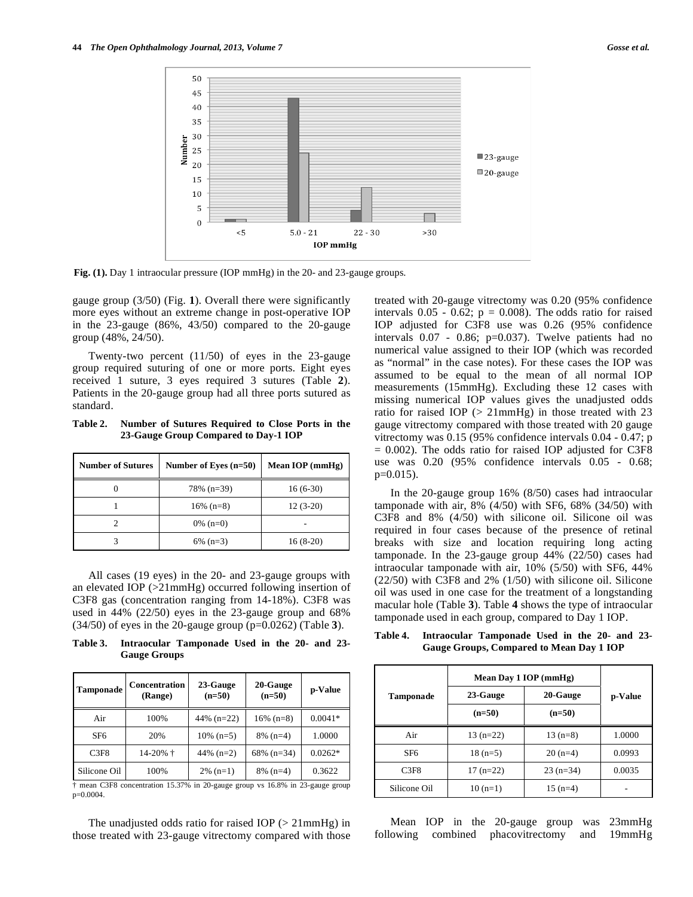Fig. (1). Day 1 intraocular pressure (IOP mmHg) in the 20- and 23-gauge groups.

gauge group (3/50) (Fig. 1). Overall there were significantly more eyes without an extreme change in post-operative IOP in the 23-gauge (86%, 43/50) compared to the 20-gauge group (48%, 24/50).

Twenty-two percent (11/50) of eyes in the 23-gauge group required suturing of one or more ports. Eight eyes received 1 suture, 3 eyes required 3 sutures (Table 2). Patients in the 20-gauge group had all three ports sutured as standard.

**Table 2. Number of Sutures Required to Close Ports in the 23-Gauge Group Compared to Day-1 IOP**

| Number of Sutures | Number of Eyes (n=50) | Mean IOP (mmHg) |
|---|---|---|
| 0 | 78% (n=39) | 16 (6-30) |
| 1 | 16% (n=8) | 12 (3-20) |
| 2 | 0% (n=0) | - |
| 3 | 6% (n=3) | 16 (8-20) |

All cases (19 eyes) in the 20- and 23-gauge groups with an elevated IOP (>21mmHg) occurred following insertion of C3F8 gas (concentration ranging from 14-18%). C3F8 was used in 44% (22/50) eyes in the 23-gauge group and 68% (34/50) of eyes in the 20-gauge group (p=0.0262) (Table 3).

**Table 3. Intraocular Tamponade Used in the 20- and 23-Gauge Groups**

| Tamponade | Concentration (Range) | 23-Gauge (n=50) | 20-Gauge (n=50) | p-Value |
|---|---|---|---|---|
| Air | 100% | 44% (n=22) | 16% (n=8) | 0.0041* |
| SF6 | 20% | 10% (n=5) | 8% (n=4) | 1.0000 |
| C3F8 | 14-20% † | 44% (n=2) | 68% (n=34) | 0.0262* |
| Silicone Oil | 100% | 2% (n=1) | 8% (n=4) | 0.3622 |

† mean C3F8 concentration 15.37% in 20-gauge group vs 16.8% in 23-gauge group p=0.0004.

The unadjusted odds ratio for raised IOP (> 21mmHg) in those treated with 23-gauge vitrectomy compared with those treated with 20-gauge vitrectomy was 0.20 (95% confidence intervals 0.05 - 0.62; p = 0.008). The odds ratio for raised IOP adjusted for C3F8 use was 0.26 (95% confidence intervals 0.07 - 0.86; p=0.037). Twelve patients had no numerical value assigned to their IOP (which was recorded as "normal" in the case notes). For these cases the IOP was assumed to be equal to the mean of all normal IOP measurements (15mmHg). Excluding these 12 cases with missing numerical IOP values gives the unadjusted odds ratio for raised IOP (> 21mmHg) in those treated with 23 gauge vitrectomy compared with those treated with 20 gauge vitrectomy was 0.15 (95% confidence intervals 0.04 - 0.47; p = 0.002). The odds ratio for raised IOP adjusted for C3F8 use was 0.20 (95% confidence intervals 0.05 - 0.68; p=0.015).

In the 20-gauge group 16% (8/50) cases had intraocular tamponade with air, 8% (4/50) with SF6, 68% (34/50) with C3F8 and 8% (4/50) with silicone oil. Silicone oil was required in four cases because of the presence of retinal breaks with size and location requiring long acting tamponade. In the 23-gauge group 44% (22/50) cases had intraocular tamponade with air, 10% (5/50) with SF6, 44% (22/50) with C3F8 and 2% (1/50) with silicone oil. Silicone oil was used in one case for the treatment of a longstanding macular hole (Table 3). Table 4 shows the type of intraocular tamponade used in each group, compared to Day 1 IOP.

**Table 4. Intraocular Tamponade Used in the 20- and 23-Gauge Groups, Compared to Mean Day 1 IOP**

| Tamponade | Mean Day 1 IOP (mmHg) | | p-Value |
|---|---|---|---|
| | 23-Gauge (n=50) | 20-Gauge (n=50) | |
| Air | 13 (n=22) | 13 (n=8) | 1.0000 |
| SF6 | 18 (n=5) | 20 (n=4) | 0.0993 |
| C3F8 | 17 (n=22) | 23 (n=34) | 0.0035 |
| Silicone Oil | 10 (n=1) | 15 (n=4) | - |

Mean IOP in the 20-gauge group was 23mmHg following combined phacovitrectomy and 19mmHg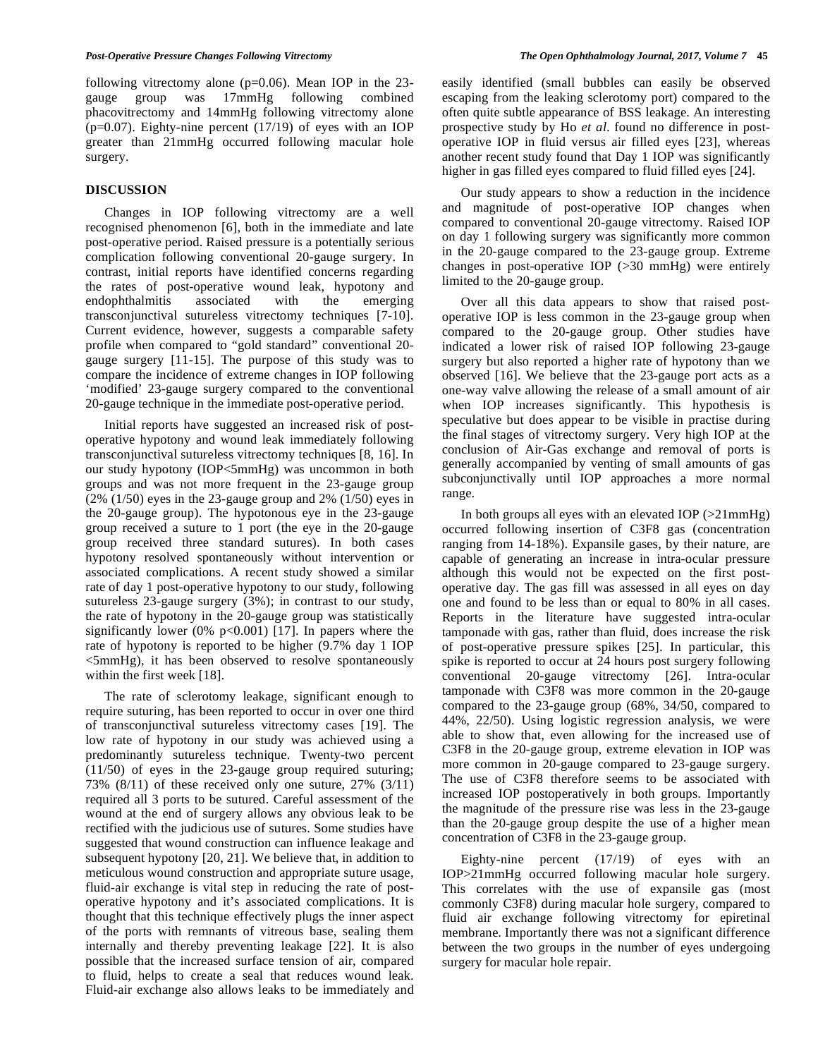following vitrectomy alone (p=0.06). Mean IOP in the 23-gauge group was 17mmHg following combined phacovitrectomy and 14mmHg following vitrectomy alone (p=0.07). Eighty-nine percent (17/19) of eyes with an IOP greater than 21mmHg occurred following macular hole surgery.

## DISCUSSION

Changes in IOP following vitrectomy are a well recognised phenomenon [6], both in the immediate and late post-operative period. Raised pressure is a potentially serious complication following conventional 20-gauge surgery. In contrast, initial reports have identified concerns regarding the rates of post-operative wound leak, hypotony and endophthalmitis associated with the emerging transconjunctival sutureless vitrectomy techniques [7-10]. Current evidence, however, suggests a comparable safety profile when compared to "gold standard" conventional 20-gauge surgery [11-15]. The purpose of this study was to compare the incidence of extreme changes in IOP following 'modified' 23-gauge surgery compared to the conventional 20-gauge technique in the immediate post-operative period.

Initial reports have suggested an increased risk of post-operative hypotony and wound leak immediately following transconjunctival sutureless vitrectomy techniques [8, 16]. In our study hypotony (IOP<5mmHg) was uncommon in both groups and was not more frequent in the 23-gauge group (2% (1/50) eyes in the 23-gauge group and 2% (1/50) eyes in the 20-gauge group). The hypotonous eye in the 23-gauge group received a suture to 1 port (the eye in the 20-gauge group received three standard sutures). In both cases hypotony resolved spontaneously without intervention or associated complications. A recent study showed a similar rate of day 1 post-operative hypotony to our study, following sutureless 23-gauge surgery (3%); in contrast to our study, the rate of hypotony in the 20-gauge group was statistically significantly lower (0% p<0.001) [17]. In papers where the rate of hypotony is reported to be higher (9.7% day 1 IOP <5mmHg), it has been observed to resolve spontaneously within the first week [18].

The rate of sclerotomy leakage, significant enough to require suturing, has been reported to occur in over one third of transconjunctival sutureless vitrectomy cases [19]. The low rate of hypotony in our study was achieved using a predominantly sutureless technique. Twenty-two percent (11/50) of eyes in the 23-gauge group required suturing; 73% (8/11) of these received only one suture, 27% (3/11) required all 3 ports to be sutured. Careful assessment of the wound at the end of surgery allows any obvious leak to be rectified with the judicious use of sutures. Some studies have suggested that wound construction can influence leakage and subsequent hypotony [20, 21]. We believe that, in addition to meticulous wound construction and appropriate suture usage, fluid-air exchange is vital step in reducing the rate of post-operative hypotony and it's associated complications. It is thought that this technique effectively plugs the inner aspect of the ports with remnants of vitreous base, sealing them internally and thereby preventing leakage [22]. It is also possible that the increased surface tension of air, compared to fluid, helps to create a seal that reduces wound leak. Fluid-air exchange also allows leaks to be immediately and easily identified (small bubbles can easily be observed escaping from the leaking sclerotomy port) compared to the often quite subtle appearance of BSS leakage. An interesting prospective study by Ho *et al*. found no difference in post-operative IOP in fluid versus air filled eyes [23], whereas another recent study found that Day 1 IOP was significantly higher in gas filled eyes compared to fluid filled eyes [24].

Our study appears to show a reduction in the incidence and magnitude of post-operative IOP changes when compared to conventional 20-gauge vitrectomy. Raised IOP on day 1 following surgery was significantly more common in the 20-gauge compared to the 23-gauge group. Extreme changes in post-operative IOP (>30 mmHg) were entirely limited to the 20-gauge group.

Over all this data appears to show that raised post-operative IOP is less common in the 23-gauge group when compared to the 20-gauge group. Other studies have indicated a lower risk of raised IOP following 23-gauge surgery but also reported a higher rate of hypotony than we observed [16]. We believe that the 23-gauge port acts as a one-way valve allowing the release of a small amount of air when IOP increases significantly. This hypothesis is speculative but does appear to be visible in practise during the final stages of vitrectomy surgery. Very high IOP at the conclusion of Air-Gas exchange and removal of ports is generally accompanied by venting of small amounts of gas subconjunctivally until IOP approaches a more normal range.

In both groups all eyes with an elevated IOP (>21mmHg) occurred following insertion of C3F8 gas (concentration ranging from 14-18%). Expansile gases, by their nature, are capable of generating an increase in intra-ocular pressure although this would not be expected on the first post-operative day. The gas fill was assessed in all eyes on day one and found to be less than or equal to 80% in all cases. Reports in the literature have suggested intra-ocular tamponade with gas, rather than fluid, does increase the risk of post-operative pressure spikes [25]. In particular, this spike is reported to occur at 24 hours post surgery following conventional 20-gauge vitrectomy [26]. Intra-ocular tamponade with C3F8 was more common in the 20-gauge compared to the 23-gauge group (68%, 34/50, compared to 44%, 22/50). Using logistic regression analysis, we were able to show that, even allowing for the increased use of C3F8 in the 20-gauge group, extreme elevation in IOP was more common in 20-gauge compared to 23-gauge surgery. The use of C3F8 therefore seems to be associated with increased IOP postoperatively in both groups. Importantly the magnitude of the pressure rise was less in the 23-gauge than the 20-gauge group despite the use of a higher mean concentration of C3F8 in the 23-gauge group.

Eighty-nine percent (17/19) of eyes with an IOP>21mmHg occurred following macular hole surgery. This correlates with the use of expansile gas (most commonly C3F8) during macular hole surgery, compared to fluid air exchange following vitrectomy for epiretinal membrane. Importantly there was not a significant difference between the two groups in the number of eyes undergoing surgery for macular hole repair.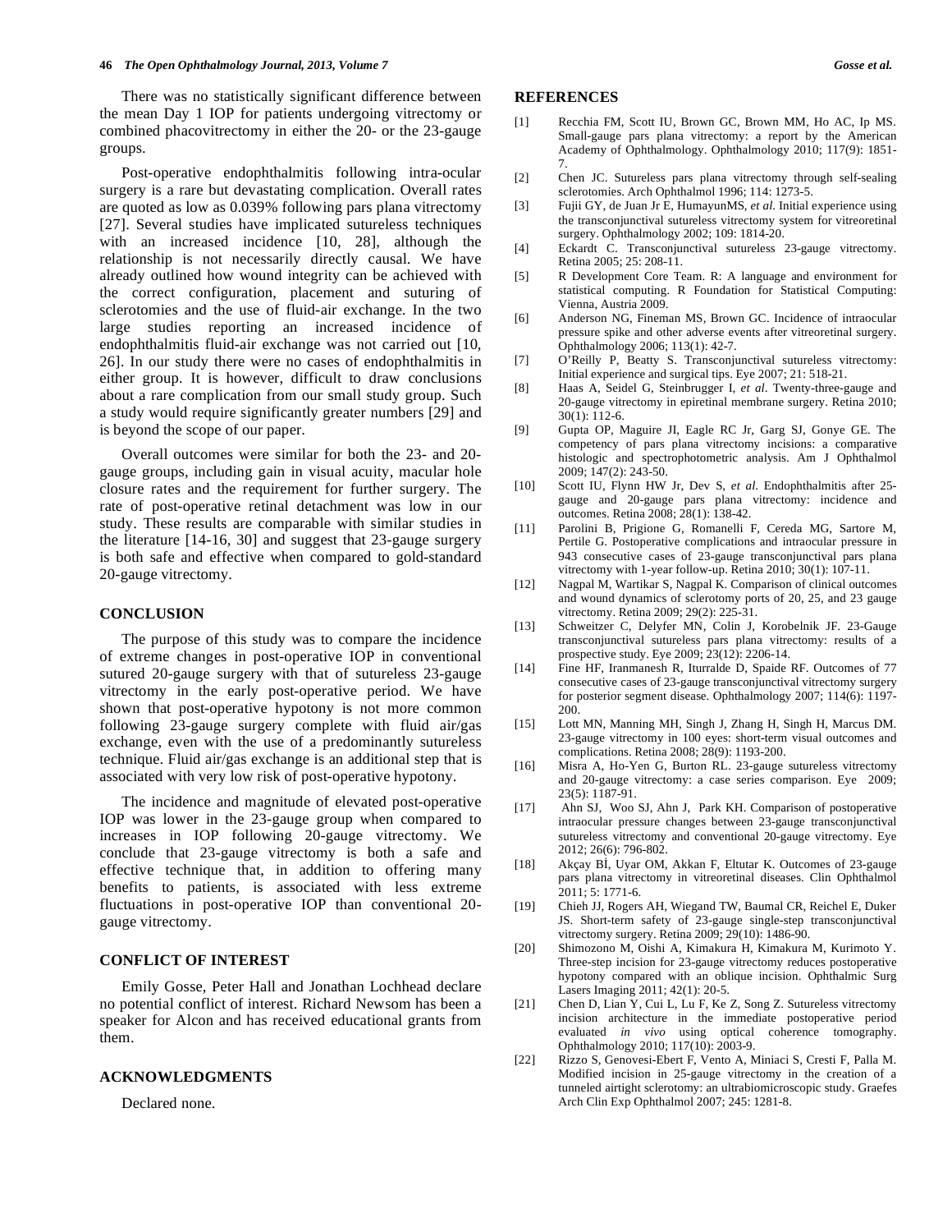There was no statistically significant difference between the mean Day 1 IOP for patients undergoing vitrectomy or combined phacovitrectomy in either the 20- or the 23-gauge groups.

Post-operative endophthalmitis following intra-ocular surgery is a rare but devastating complication. Overall rates are quoted as low as 0.039% following pars plana vitrectomy [27]. Several studies have implicated sutureless techniques with an increased incidence [10, 28], although the relationship is not necessarily directly causal. We have already outlined how wound integrity can be achieved with the correct configuration, placement and suturing of sclerotomies and the use of fluid-air exchange. In the two large studies reporting an increased incidence of endophthalmitis fluid-air exchange was not carried out [10, 26]. In our study there were no cases of endophthalmitis in either group. It is however, difficult to draw conclusions about a rare complication from our small study group. Such a study would require significantly greater numbers [29] and is beyond the scope of our paper.

Overall outcomes were similar for both the 23- and 20-gauge groups, including gain in visual acuity, macular hole closure rates and the requirement for further surgery. The rate of post-operative retinal detachment was low in our study. These results are comparable with similar studies in the literature [14-16, 30] and suggest that 23-gauge surgery is both safe and effective when compared to gold-standard 20-gauge vitrectomy.

## CONCLUSION

The purpose of this study was to compare the incidence of extreme changes in post-operative IOP in conventional sutured 20-gauge surgery with that of sutureless 23-gauge vitrectomy in the early post-operative period. We have shown that post-operative hypotony is not more common following 23-gauge surgery complete with fluid air/gas exchange, even with the use of a predominantly sutureless technique. Fluid air/gas exchange is an additional step that is associated with very low risk of post-operative hypotony.

The incidence and magnitude of elevated post-operative IOP was lower in the 23-gauge group when compared to increases in IOP following 20-gauge vitrectomy. We conclude that 23-gauge vitrectomy is both a safe and effective technique that, in addition to offering many benefits to patients, is associated with less extreme fluctuations in post-operative IOP than conventional 20-gauge vitrectomy.

## CONFLICT OF INTEREST

Emily Gosse, Peter Hall and Jonathan Lochhead declare no potential conflict of interest. Richard Newsom has been a speaker for Alcon and has received educational grants from them.

## ACKNOWLEDGMENTS

Declared none.

## REFERENCES

[1] Recchia FM, Scott IU, Brown GC, Brown MM, Ho AC, Ip MS. Small-gauge pars plana vitrectomy: a report by the American Academy of Ophthalmology. Ophthalmology 2010; 117(9): 1851-7.

[2] Chen JC. Sutureless pars plana vitrectomy through self-sealing sclerotomies. Arch Ophthalmol 1996; 114: 1273-5.

[3] Fujii GY, de Juan Jr E, HumayunMS, *et al.* Initial experience using the transconjunctival sutureless vitrectomy system for vitreoretinal surgery. Ophthalmology 2002; 109: 1814-20.

[4] Eckardt C. Transconjunctival sutureless 23-gauge vitrectomy. Retina 2005; 25: 208-11.

[5] R Development Core Team. R: A language and environment for statistical computing. R Foundation for Statistical Computing: Vienna, Austria 2009.

[6] Anderson NG, Fineman MS, Brown GC. Incidence of intraocular pressure spike and other adverse events after vitreoretinal surgery. Ophthalmology 2006; 113(1): 42-7.

[7] O'Reilly P, Beatty S. Transconjunctival sutureless vitrectomy: Initial experience and surgical tips. Eye 2007; 21: 518-21.

[8] Haas A, Seidel G, Steinbrugger I, *et al*. Twenty-three-gauge and 20-gauge vitrectomy in epiretinal membrane surgery. Retina 2010; 30(1): 112-6.

[9] Gupta OP, Maguire JI, Eagle RC Jr, Garg SJ, Gonye GE. The competency of pars plana vitrectomy incisions: a comparative histologic and spectrophotometric analysis. Am J Ophthalmol 2009; 147(2): 243-50.

[10] Scott IU, Flynn HW Jr, Dev S, *et al.* Endophthalmitis after 25-gauge and 20-gauge pars plana vitrectomy: incidence and outcomes. Retina 2008; 28(1): 138-42.

[11] Parolini B, Prigione G, Romanelli F, Cereda MG, Sartore M, Pertile G. Postoperative complications and intraocular pressure in 943 consecutive cases of 23-gauge transconjunctival pars plana vitrectomy with 1-year follow-up. Retina 2010; 30(1): 107-11.

[12] Nagpal M, Wartikar S, Nagpal K. Comparison of clinical outcomes and wound dynamics of sclerotomy ports of 20, 25, and 23 gauge vitrectomy. Retina 2009; 29(2): 225-31.

[13] Schweitzer C, Delyfer MN, Colin J, Korobelnik JF. 23-Gauge transconjunctival sutureless pars plana vitrectomy: results of a prospective study. Eye 2009; 23(12): 2206-14.

[14] Fine HF, Iranmanesh R, Iturralde D, Spaide RF. Outcomes of 77 consecutive cases of 23-gauge transconjunctival vitrectomy surgery for posterior segment disease. Ophthalmology 2007; 114(6): 1197-200.

[15] Lott MN, Manning MH, Singh J, Zhang H, Singh H, Marcus DM. 23-gauge vitrectomy in 100 eyes: short-term visual outcomes and complications. Retina 2008; 28(9): 1193-200.

[16] Misra A, Ho-Yen G, Burton RL. 23-gauge sutureless vitrectomy and 20-gauge vitrectomy: a case series comparison. Eye 2009; 23(5): 1187-91.

[17] Ahn SJ, Woo SJ, Ahn J, Park KH. Comparison of postoperative intraocular pressure changes between 23-gauge transconjunctival sutureless vitrectomy and conventional 20-gauge vitrectomy. Eye 2012; 26(6): 796-802.

[18] Akçay Bİ, Uyar OM, Akkan F, Eltutar K. Outcomes of 23-gauge pars plana vitrectomy in vitreoretinal diseases. Clin Ophthalmol 2011; 5: 1771-6.

[19] Chieh JJ, Rogers AH, Wiegand TW, Baumal CR, Reichel E, Duker JS. Short-term safety of 23-gauge single-step transconjunctival vitrectomy surgery. Retina 2009; 29(10): 1486-90.

[20] Shimozono M, Oishi A, Kimakura H, Kimakura M, Kurimoto Y. Three-step incision for 23-gauge vitrectomy reduces postoperative hypotony compared with an oblique incision. Ophthalmic Surg Lasers Imaging 2011; 42(1): 20-5.

[21] Chen D, Lian Y, Cui L, Lu F, Ke Z, Song Z. Sutureless vitrectomy incision architecture in the immediate postoperative period evaluated *in vivo* using optical coherence tomography. Ophthalmology 2010; 117(10): 2003-9.

[22] Rizzo S, Genovesi-Ebert F, Vento A, Miniaci S, Cresti F, Palla M. Modified incision in 25-gauge vitrectomy in the creation of a tunneled airtight sclerotomy: an ultrabiomicroscopic study. Graefes Arch Clin Exp Ophthalmol 2007; 245: 1281-8.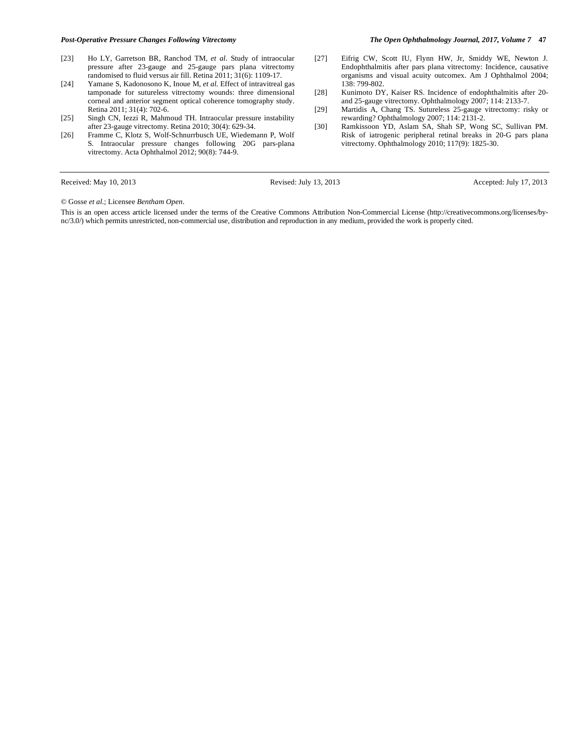[23] Ho LY, Garretson BR, Ranchod TM, *et al*. Study of intraocular pressure after 23-gauge and 25-gauge pars plana vitrectomy randomised to fluid versus air fill. Retina 2011; 31(6): 1109-17.

[24] Yamane S, Kadonosono K, Inoue M, *et al.* Effect of intravitreal gas tamponade for sutureless vitrectomy wounds: three dimensional corneal and anterior segment optical coherence tomography study. Retina 2011; 31(4): 702-6.

[25] Singh CN, Iezzi R, Mahmoud TH. Intraocular pressure instability after 23-gauge vitrectomy. Retina 2010; 30(4): 629-34.

[26] Framme C, Klotz S, Wolf-Schnurrbusch UE, Wiedemann P, Wolf S. Intraocular pressure changes following 20G pars-plana vitrectomy. Acta Ophthalmol 2012; 90(8): 744-9.

[27] Eifrig CW, Scott IU, Flynn HW, Jr, Smiddy WE, Newton J. Endophthalmitis after pars plana vitrectomy: Incidence, causative organisms and visual acuity outcomex. Am J Ophthalmol 2004; 138: 799-802.

[28] Kunimoto DY, Kaiser RS. Incidence of endophthalmitis after 20- and 25-gauge vitrectomy. Ophthalmology 2007; 114: 2133-7.

[29] Martidis A, Chang TS. Sutureless 25-gauge vitrectomy: risky or rewarding? Ophthalmology 2007; 114: 2131-2.

[30] Ramkissoon YD, Aslam SA, Shah SP, Wong SC, Sullivan PM. Risk of iatrogenic peripheral retinal breaks in 20-G pars plana vitrectomy. Ophthalmology 2010; 117(9): 1825-30.

Received: May 10, 2013 Revised: July 13, 2013 Accepted: July 17, 2013

© Gosse *et al*.; Licensee *Bentham Open*.

This is an open access article licensed under the terms of the Creative Commons Attribution Non-Commercial License (http://creativecommons.org/licenses/by-nc/3.0/) which permits unrestricted, non-commercial use, distribution and reproduction in any medium, provided the work is properly cited.